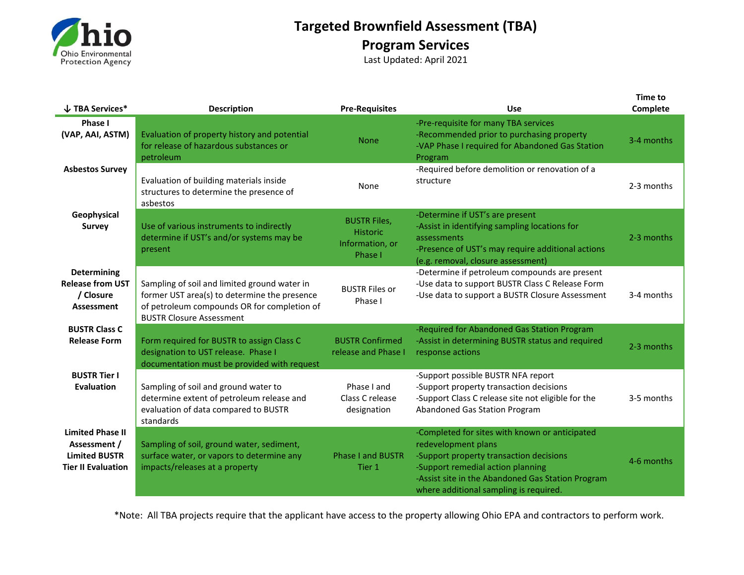# Targeted Brownfield Assessment (TBA)

## Program Services

Last Updated: April 2021

| ↓ TBA Services* | Description | Pre-Requisites | Use | Time to Complete |
|---|---|---|---|---|
| **Phase I (VAP, AAI, ASTM)** | Evaluation of property history and potential for release of hazardous substances or petroleum | None | -Pre-requisite for many TBA services<br>-Recommended prior to purchasing property<br>-VAP Phase I required for Abandoned Gas Station Program | 3-4 months |
| **Asbestos Survey** | Evaluation of building materials inside structures to determine the presence of asbestos | None | -Required before demolition or renovation of a structure | 2-3 months |
| **Geophysical Survey** | Use of various instruments to indirectly determine if UST's and/or systems may be present | BUSTR Files, Historic Information, or Phase I | -Determine if UST's are present<br>-Assist in identifying sampling locations for assessments<br>-Presence of UST's may require additional actions (e.g. removal, closure assessment) | 2-3 months |
| **Determining Release from UST / Closure Assessment** | Sampling of soil and limited ground water in former UST area(s) to determine the presence of petroleum compounds OR for completion of BUSTR Closure Assessment | BUSTR Files or Phase I | -Determine if petroleum compounds are present<br>-Use data to support BUSTR Class C Release Form<br>-Use data to support a BUSTR Closure Assessment | 3-4 months |
| **BUSTR Class C Release Form** | Form required for BUSTR to assign Class C designation to UST release. Phase I documentation must be provided with request | BUSTR Confirmed release and Phase I | -Required for Abandoned Gas Station Program<br>-Assist in determining BUSTR status and required response actions | 2-3 months |
| **BUSTR Tier I Evaluation** | Sampling of soil and ground water to determine extent of petroleum release and evaluation of data compared to BUSTR standards | Phase I and Class C release designation | -Support possible BUSTR NFA report<br>-Support property transaction decisions<br>-Support Class C release site not eligible for the Abandoned Gas Station Program | 3-5 months |
| **Limited Phase II Assessment / Limited BUSTR Tier II Evaluation** | Sampling of soil, ground water, sediment, surface water, or vapors to determine any impacts/releases at a property | Phase I and BUSTR Tier 1 | -Completed for sites with known or anticipated redevelopment plans<br>-Support property transaction decisions<br>-Support remedial action planning<br>-Assist site in the Abandoned Gas Station Program where additional sampling is required. | 4-6 months |

*Note: All TBA projects require that the applicant have access to the property allowing Ohio EPA and contractors to perform work.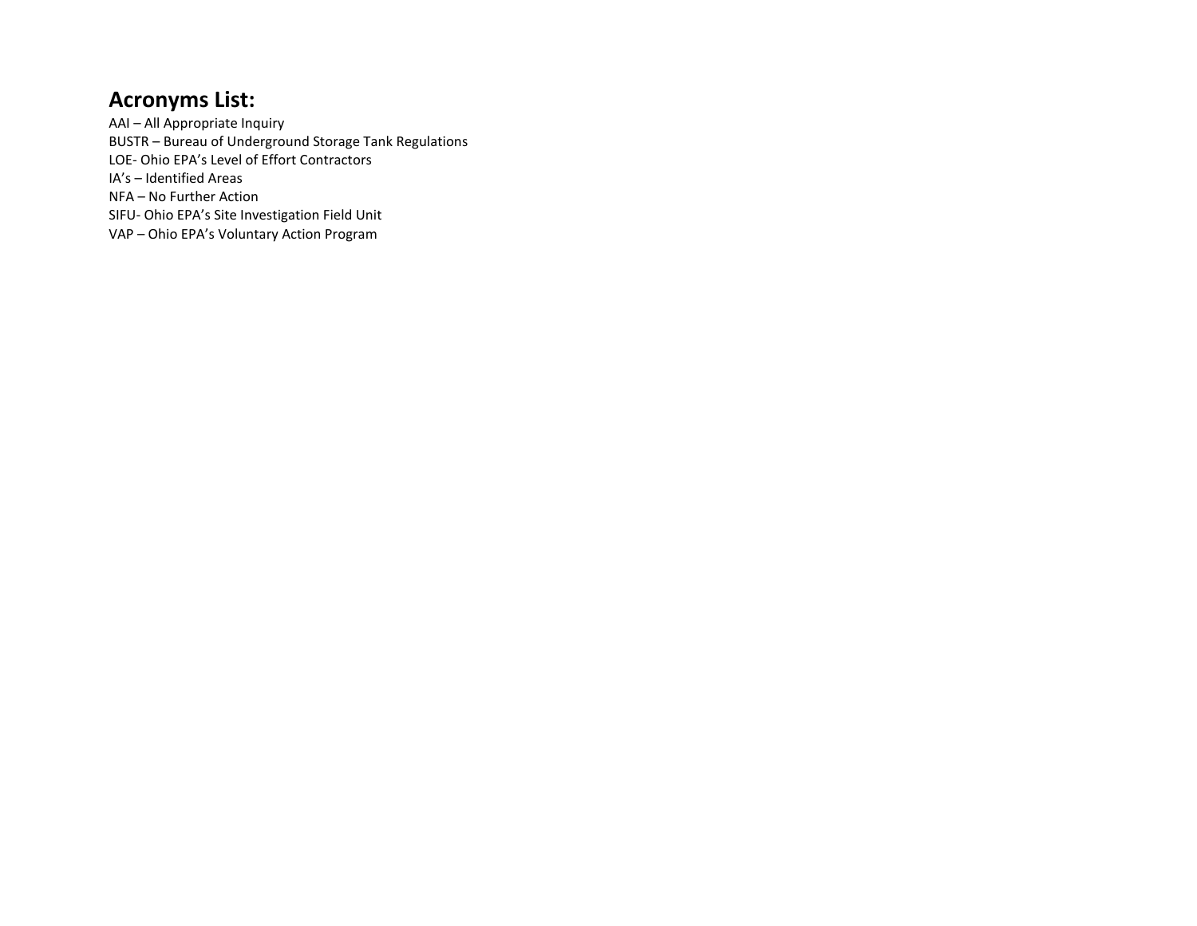## Acronyms List:

AAI – All Appropriate Inquiry
BUSTR – Bureau of Underground Storage Tank Regulations
LOE- Ohio EPA's Level of Effort Contractors
IA's – Identified Areas
NFA – No Further Action
SIFU- Ohio EPA's Site Investigation Field Unit
VAP – Ohio EPA's Voluntary Action Program